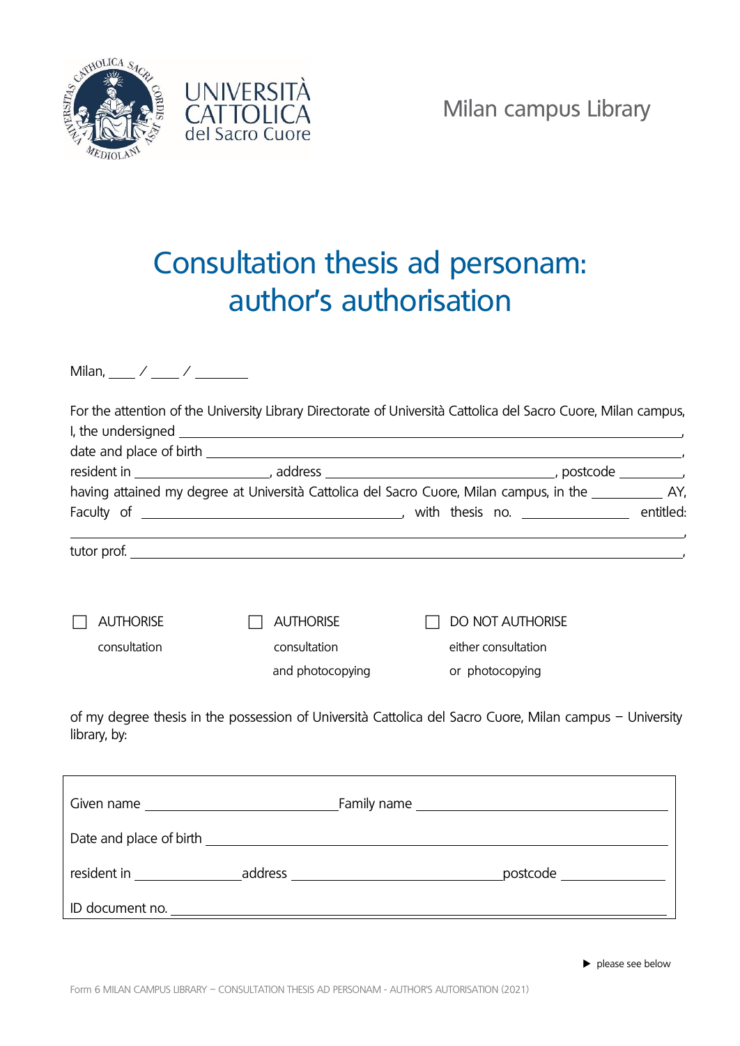UNIVERSITÀ CATTOLICA del Sacro Cuore

Milan campus Library

# Consultation thesis ad personam: author's authorisation

Milan, ____ / ____ / ________

For the attention of the University Library Directorate of Università Cattolica del Sacro Cuore, Milan campus,
I, the undersigned ______________________________________________________________________,
date and place of birth ___________________________________________________________________,
resident in ___________________, address ________________________________, postcode _________,
having attained my degree at Università Cattolica del Sacro Cuore, Milan campus, in the __________ AY,
Faculty of ___________________________________, with thesis no. _______________ entitled:
_______________________________________________________________________________________,
tutor prof. _____________________________________________________________________________,

☐ AUTHORISE consultation

☐ AUTHORISE consultation and photocopying

☐ DO NOT AUTHORISE either consultation or photocopying

of my degree thesis in the possession of Università Cattolica del Sacro Cuore, Milan campus – University library, by:

Given name ____________________________ Family name ____________________________________

Date and place of birth ____________________________________________________________________

resident in _______________ address ______________________________ postcode _______________

ID document no. __________________________________________________________________________

▶ please see below

Form 6 MILAN CAMPUS LIBRARY – CONSULTATION THESIS AD PERSONAM - AUTHOR'S AUTORISATION (2021)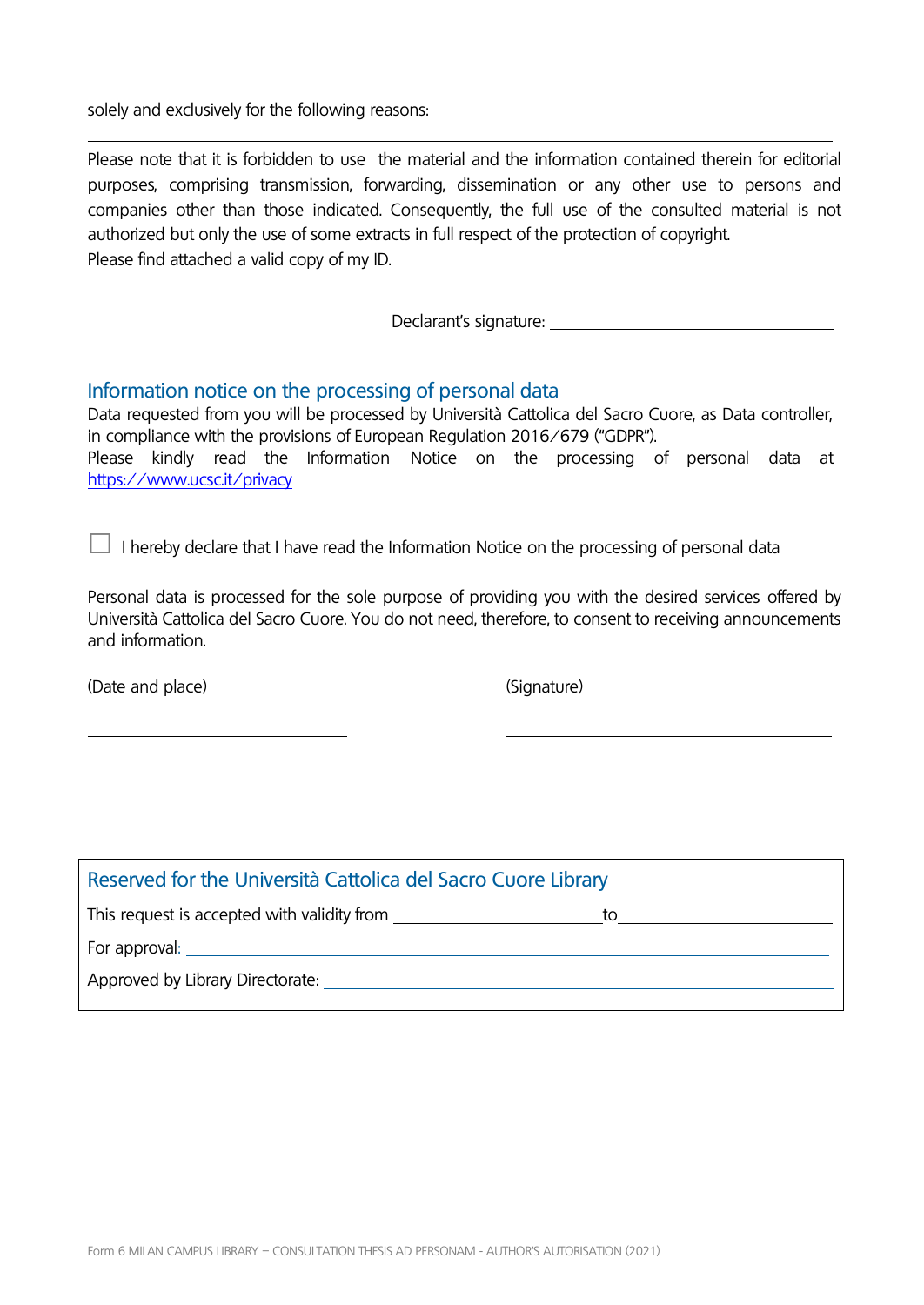solely and exclusively for the following reasons:

\_\_\_\_\_\_\_\_\_\_\_\_\_\_\_\_\_\_\_\_\_\_\_\_\_\_\_\_\_\_\_\_\_\_\_\_\_\_\_\_\_\_\_\_\_\_\_\_\_\_\_\_\_\_\_\_\_\_\_\_

Please note that it is forbidden to use the material and the information contained therein for editorial purposes, comprising transmission, forwarding, dissemination or any other use to persons and companies other than those indicated. Consequently, the full use of the consulted material is not authorized but only the use of some extracts in full respect of the protection of copyright.
Please find attached a valid copy of my ID.

Declarant's signature: \_\_\_\_\_\_\_\_\_\_\_\_\_\_\_\_\_\_\_\_\_\_\_\_\_\_\_\_\_\_\_\_

## Information notice on the processing of personal data

Data requested from you will be processed by Università Cattolica del Sacro Cuore, as Data controller, in compliance with the provisions of European Regulation 2016/679 ("GDPR").
Please kindly read the Information Notice on the processing of personal data at [https://www.ucsc.it/privacy](https://www.ucsc.it/privacy)

☐ I hereby declare that I have read the Information Notice on the processing of personal data

Personal data is processed for the sole purpose of providing you with the desired services offered by Università Cattolica del Sacro Cuore. You do not need, therefore, to consent to receiving announcements and information.

(Date and place) \_\_\_\_\_\_\_\_\_\_\_\_\_\_\_\_\_\_\_\_\_\_\_\_\_\_\_\_

(Signature) \_\_\_\_\_\_\_\_\_\_\_\_\_\_\_\_\_\_\_\_\_\_\_\_\_\_\_\_\_\_\_\_\_\_\_\_

## Reserved for the Università Cattolica del Sacro Cuore Library

This request is accepted with validity from \_\_\_\_\_\_\_\_\_\_\_\_\_\_\_\_\_\_\_\_\_\_ to \_\_\_\_\_\_\_\_\_\_\_\_\_\_\_\_\_\_\_\_\_\_

For approval: \_\_\_\_\_\_\_\_\_\_\_\_\_\_\_\_\_\_\_\_\_\_\_\_\_\_\_\_\_\_\_\_\_\_\_\_\_\_\_\_\_\_\_\_\_\_\_\_\_\_\_\_\_\_\_\_

Approved by Library Directorate: \_\_\_\_\_\_\_\_\_\_\_\_\_\_\_\_\_\_\_\_\_\_\_\_\_\_\_\_\_\_\_\_\_\_\_\_\_\_\_\_\_\_\_\_\_\_\_\_\_\_\_\_\_\_\_\_

Form 6 MILAN CAMPUS LIBRARY – CONSULTATION THESIS AD PERSONAM - AUTHOR'S AUTORISATION (2021)